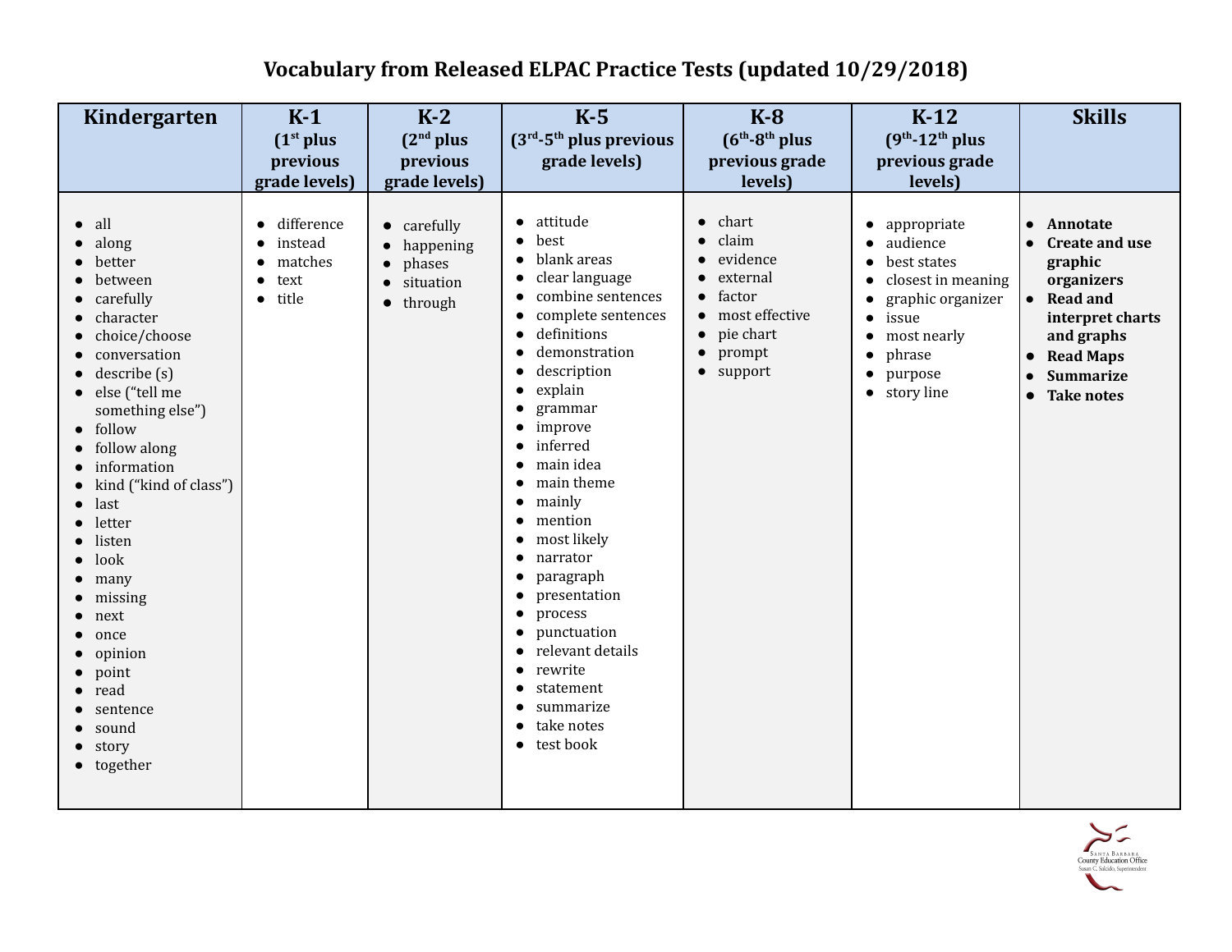# Vocabulary from Released ELPAC Practice Tests (updated 10/29/2018)

| Kindergarten | K-1 (1st plus previous grade levels) | K-2 (2nd plus previous grade levels) | K-5 (3rd-5th plus previous grade levels) | K-8 (6th-8th plus previous grade levels) | K-12 (9th-12th plus previous grade levels) | Skills |
|---|---|---|---|---|---|---|
| • all<br>• along<br>• better<br>• between<br>• carefully<br>• character<br>• choice/choose<br>• conversation<br>• describe (s)<br>• else ("tell me something else")<br>• follow<br>• follow along<br>• information<br>• kind ("kind of class")<br>• last<br>• letter<br>• listen<br>• look<br>• many<br>• missing<br>• next<br>• once<br>• opinion<br>• point<br>• read<br>• sentence<br>• sound<br>• story<br>• together | • difference<br>• instead<br>• matches<br>• text<br>• title | • carefully<br>• happening<br>• phases<br>• situation<br>• through | • attitude<br>• best<br>• blank areas<br>• clear language<br>• combine sentences<br>• complete sentences<br>• definitions<br>• demonstration<br>• description<br>• explain<br>• grammar<br>• improve<br>• inferred<br>• main idea<br>• main theme<br>• mainly<br>• mention<br>• most likely<br>• narrator<br>• paragraph<br>• presentation<br>• process<br>• punctuation<br>• relevant details<br>• rewrite<br>• statement<br>• summarize<br>• take notes<br>• test book | • chart<br>• claim<br>• evidence<br>• external<br>• factor<br>• most effective<br>• pie chart<br>• prompt<br>• support | • appropriate<br>• audience<br>• best states<br>• closest in meaning<br>• graphic organizer<br>• issue<br>• most nearly<br>• phrase<br>• purpose<br>• story line | • **Annotate**<br>• **Create and use graphic organizers**<br>• **Read and interpret charts and graphs**<br>• **Read Maps**<br>• **Summarize**<br>• **Take notes** |

Santa Barbara County Education Office
Susan C. Salcido, Superintendent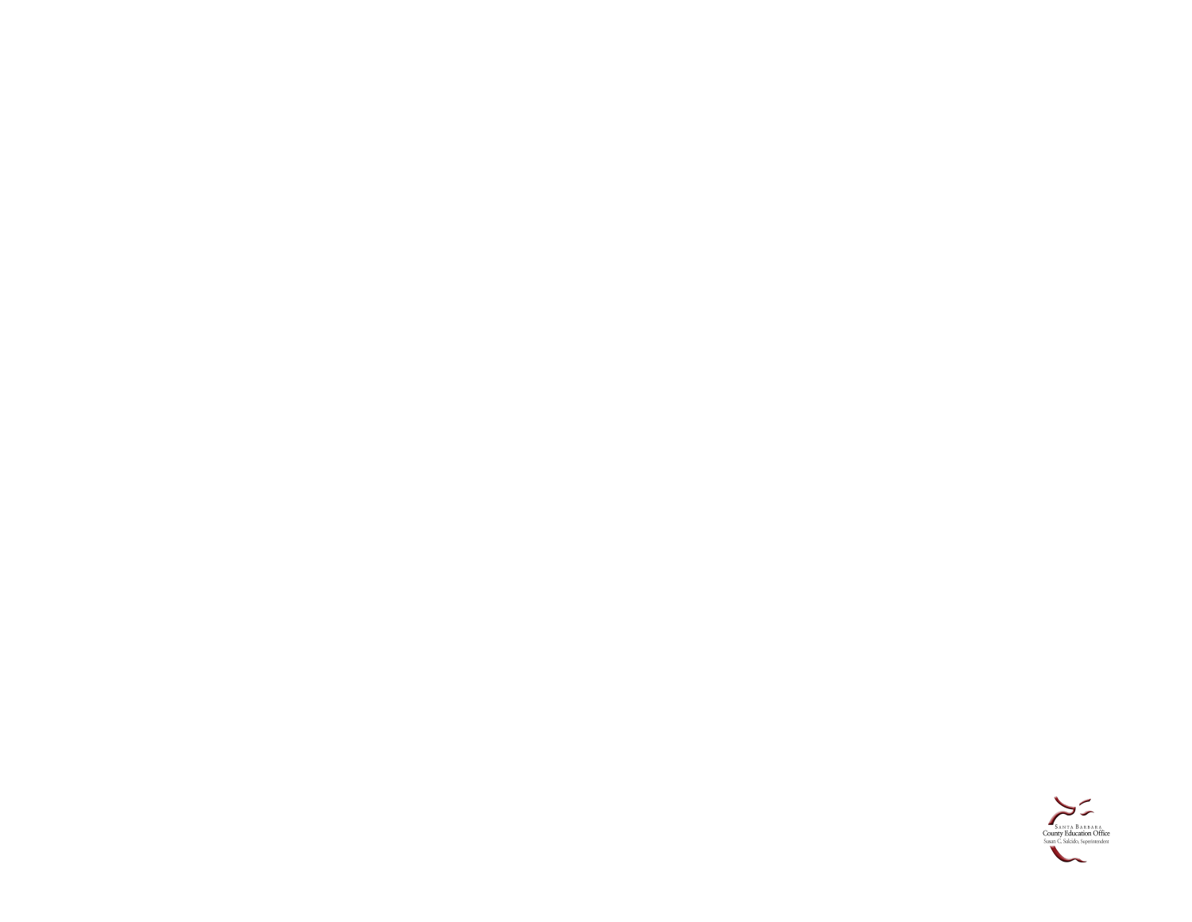Santa Barbara
County Education Office
Susan C. Salcido, Superintendent